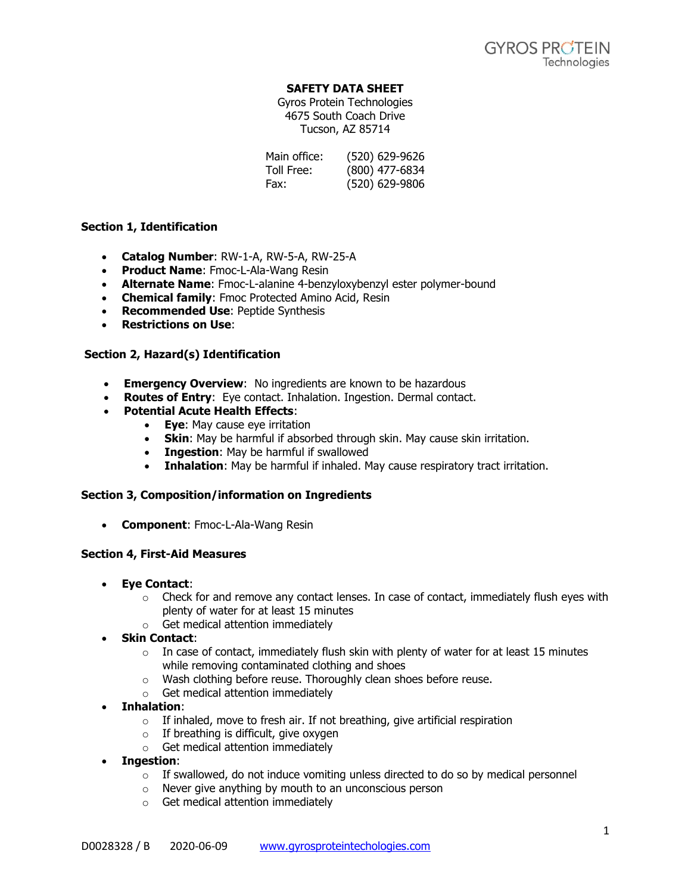# SAFETY DATA SHEET

Gyros Protein Technologies
4675 South Coach Drive
Tucson, AZ 85714

| | |
|---|---|
| Main office: | (520) 629-9626 |
| Toll Free: | (800) 477-6834 |
| Fax: | (520) 629-9806 |

## Section 1, Identification

- **Catalog Number**: RW-1-A, RW-5-A, RW-25-A
- **Product Name**: Fmoc-L-Ala-Wang Resin
- **Alternate Name**: Fmoc-L-alanine 4-benzyloxybenzyl ester polymer-bound
- **Chemical family**: Fmoc Protected Amino Acid, Resin
- **Recommended Use**: Peptide Synthesis
- **Restrictions on Use**:

## Section 2, Hazard(s) Identification

- **Emergency Overview**: No ingredients are known to be hazardous
- **Routes of Entry**: Eye contact. Inhalation. Ingestion. Dermal contact.
- **Potential Acute Health Effects**:
  - **Eye**: May cause eye irritation
  - **Skin**: May be harmful if absorbed through skin. May cause skin irritation.
  - **Ingestion**: May be harmful if swallowed
  - **Inhalation**: May be harmful if inhaled. May cause respiratory tract irritation.

## Section 3, Composition/information on Ingredients

- **Component**: Fmoc-L-Ala-Wang Resin

## Section 4, First-Aid Measures

- **Eye Contact**:
  - Check for and remove any contact lenses. In case of contact, immediately flush eyes with plenty of water for at least 15 minutes
  - Get medical attention immediately
- **Skin Contact**:
  - In case of contact, immediately flush skin with plenty of water for at least 15 minutes while removing contaminated clothing and shoes
  - Wash clothing before reuse. Thoroughly clean shoes before reuse.
  - Get medical attention immediately
- **Inhalation**:
  - If inhaled, move to fresh air. If not breathing, give artificial respiration
  - If breathing is difficult, give oxygen
  - Get medical attention immediately
- **Ingestion**:
  - If swallowed, do not induce vomiting unless directed to do so by medical personnel
  - Never give anything by mouth to an unconscious person
  - Get medical attention immediately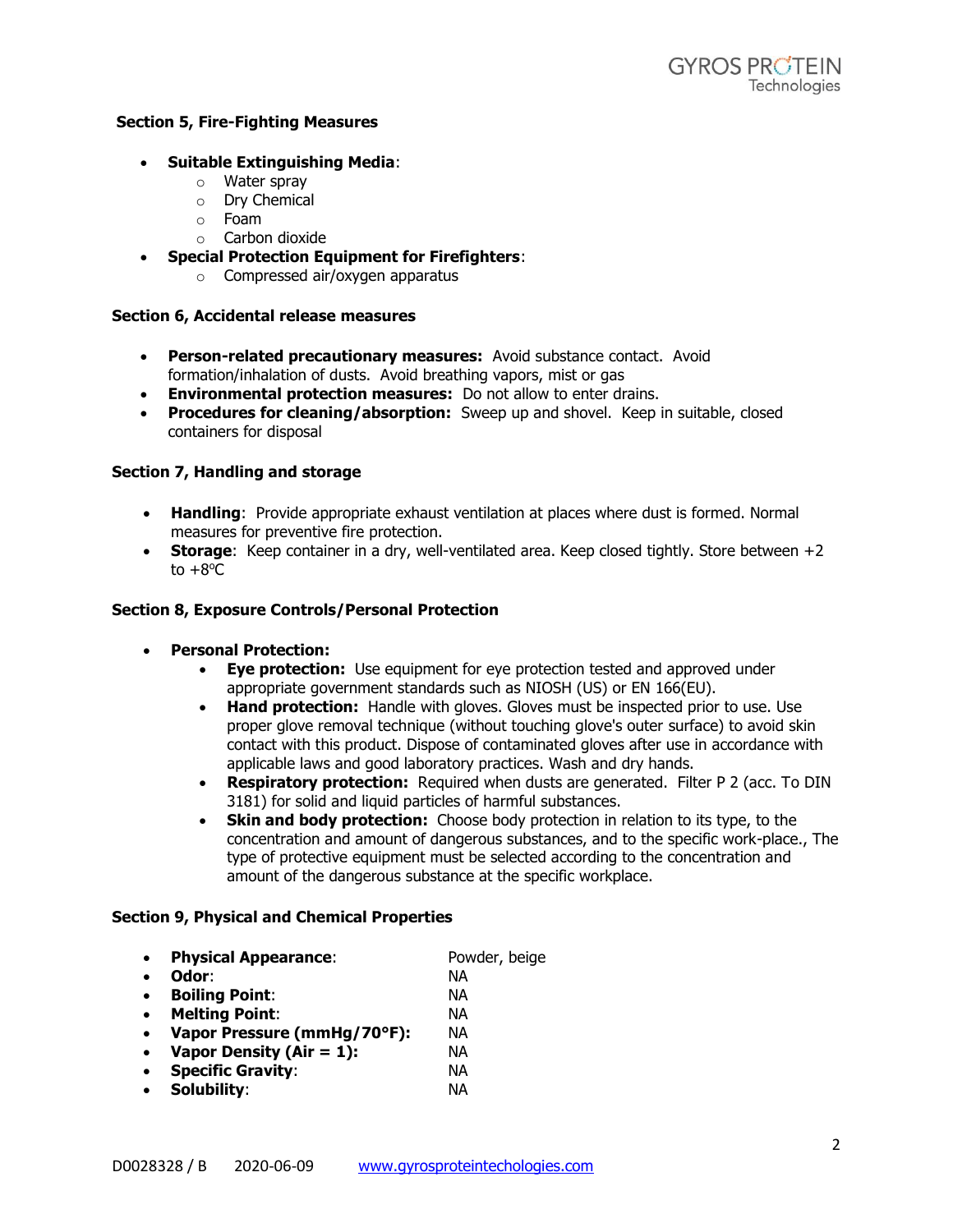## Section 5, Fire-Fighting Measures

- **Suitable Extinguishing Media**:
  - Water spray
  - Dry Chemical
  - Foam
  - Carbon dioxide
- **Special Protection Equipment for Firefighters**:
  - Compressed air/oxygen apparatus

## Section 6, Accidental release measures

- **Person-related precautionary measures:** Avoid substance contact. Avoid formation/inhalation of dusts. Avoid breathing vapors, mist or gas
- **Environmental protection measures:** Do not allow to enter drains.
- **Procedures for cleaning/absorption:** Sweep up and shovel. Keep in suitable, closed containers for disposal

## Section 7, Handling and storage

- **Handling**: Provide appropriate exhaust ventilation at places where dust is formed. Normal measures for preventive fire protection.
- **Storage**: Keep container in a dry, well-ventilated area. Keep closed tightly. Store between +2 to +8ºC

## Section 8, Exposure Controls/Personal Protection

- **Personal Protection:**
  - **Eye protection:** Use equipment for eye protection tested and approved under appropriate government standards such as NIOSH (US) or EN 166(EU).
  - **Hand protection:** Handle with gloves. Gloves must be inspected prior to use. Use proper glove removal technique (without touching glove's outer surface) to avoid skin contact with this product. Dispose of contaminated gloves after use in accordance with applicable laws and good laboratory practices. Wash and dry hands.
  - **Respiratory protection:** Required when dusts are generated. Filter P 2 (acc. To DIN 3181) for solid and liquid particles of harmful substances.
  - **Skin and body protection:** Choose body protection in relation to its type, to the concentration and amount of dangerous substances, and to the specific work-place., The type of protective equipment must be selected according to the concentration and amount of the dangerous substance at the specific workplace.

## Section 9, Physical and Chemical Properties

- **Physical Appearance**: Powder, beige
- **Odor**: NA
- **Boiling Point**: NA
- **Melting Point**: NA
- **Vapor Pressure (mmHg/70°F):** NA
- **Vapor Density (Air = 1):** NA
- **Specific Gravity**: NA
- **Solubility**: NA

D0028328 / B 2020-06-09 www.gyrosproteintechologies.com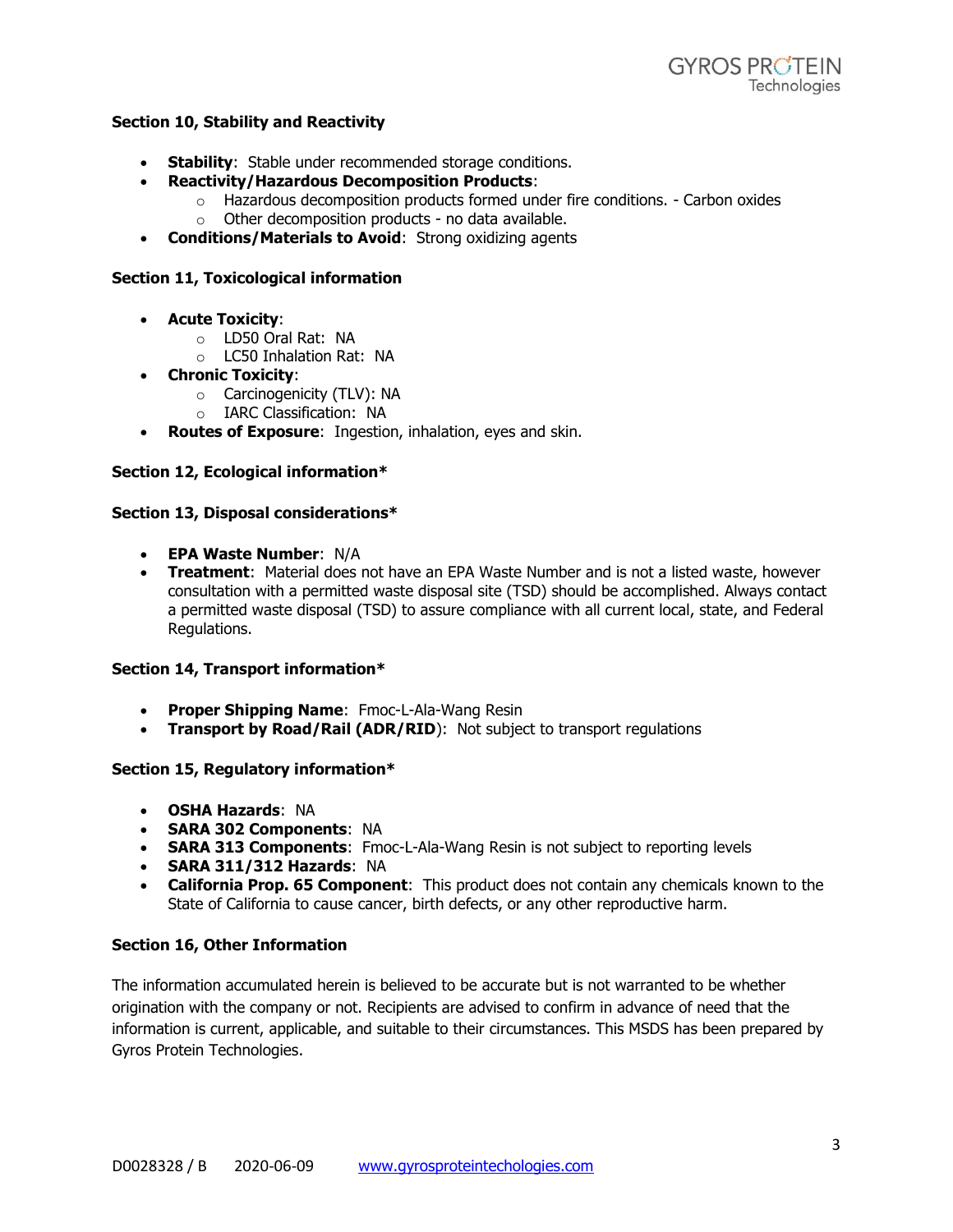### Section 10, Stability and Reactivity

- **Stability**: Stable under recommended storage conditions.
- **Reactivity/Hazardous Decomposition Products**:
  - Hazardous decomposition products formed under fire conditions. - Carbon oxides
  - Other decomposition products - no data available.
- **Conditions/Materials to Avoid**: Strong oxidizing agents

### Section 11, Toxicological information

- **Acute Toxicity**:
  - LD50 Oral Rat: NA
  - LC50 Inhalation Rat: NA
- **Chronic Toxicity**:
  - Carcinogenicity (TLV): NA
  - IARC Classification: NA
- **Routes of Exposure**: Ingestion, inhalation, eyes and skin.

### Section 12, Ecological information*

### Section 13, Disposal considerations*

- **EPA Waste Number**: N/A
- **Treatment**: Material does not have an EPA Waste Number and is not a listed waste, however consultation with a permitted waste disposal site (TSD) should be accomplished. Always contact a permitted waste disposal (TSD) to assure compliance with all current local, state, and Federal Regulations.

### Section 14, Transport information*

- **Proper Shipping Name**: Fmoc-L-Ala-Wang Resin
- **Transport by Road/Rail (ADR/RID)**: Not subject to transport regulations

### Section 15, Regulatory information*

- **OSHA Hazards**: NA
- **SARA 302 Components**: NA
- **SARA 313 Components**: Fmoc-L-Ala-Wang Resin is not subject to reporting levels
- **SARA 311/312 Hazards**: NA
- **California Prop. 65 Component**: This product does not contain any chemicals known to the State of California to cause cancer, birth defects, or any other reproductive harm.

### Section 16, Other Information

The information accumulated herein is believed to be accurate but is not warranted to be whether origination with the company or not. Recipients are advised to confirm in advance of need that the information is current, applicable, and suitable to their circumstances. This MSDS has been prepared by Gyros Protein Technologies.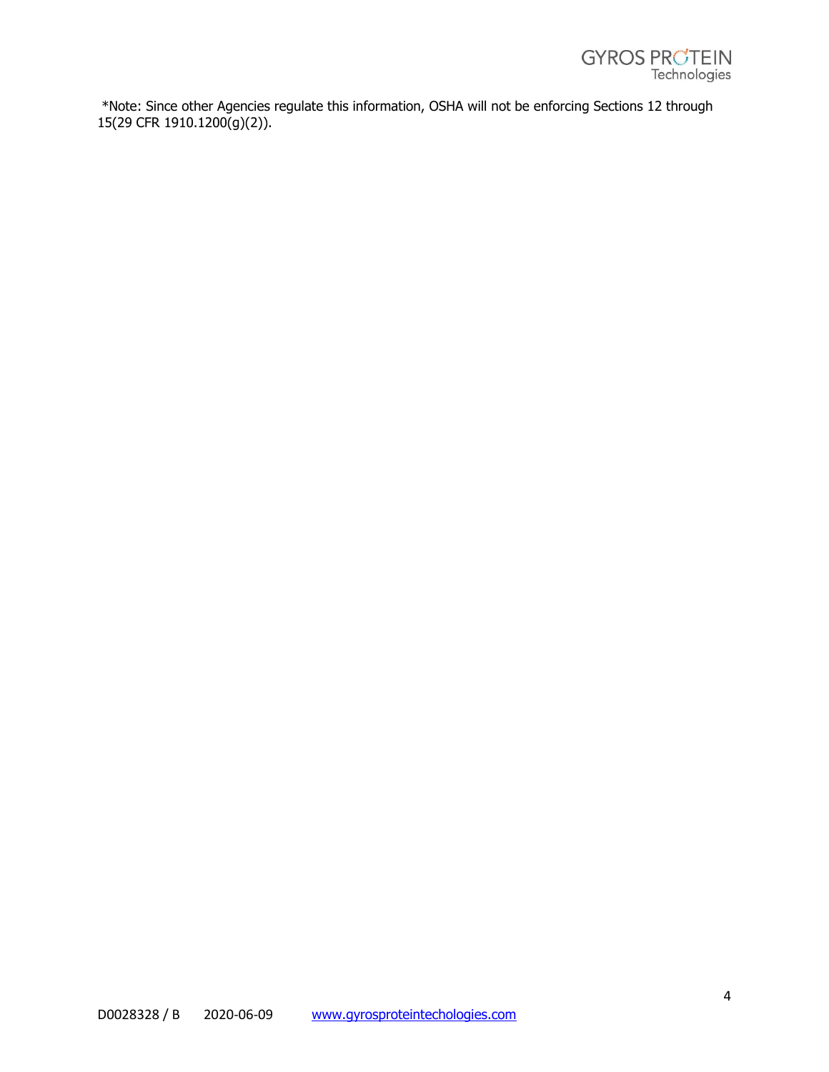*Note: Since other Agencies regulate this information, OSHA will not be enforcing Sections 12 through 15(29 CFR 1910.1200(g)(2)).